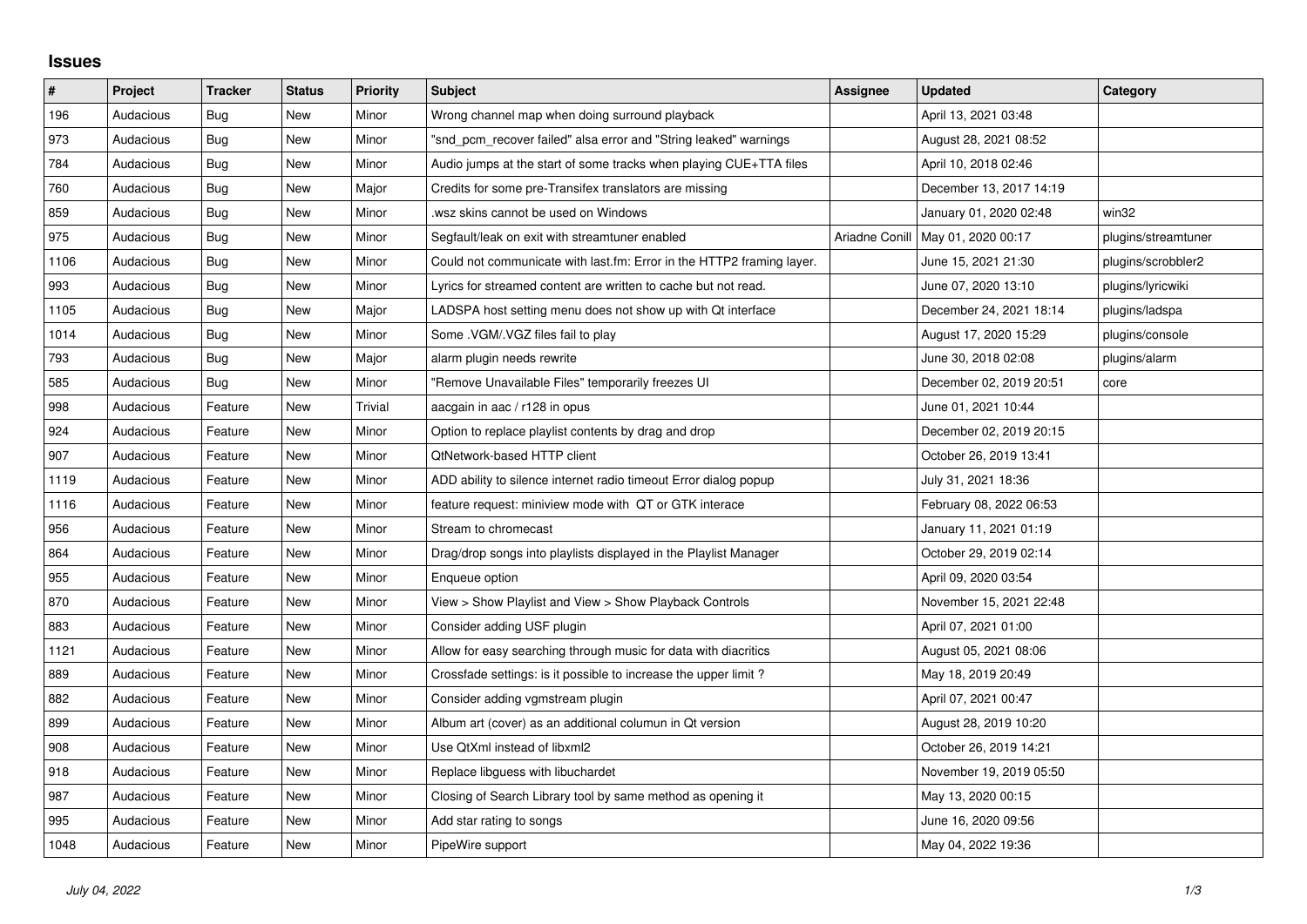# Issues

| # | Project | Tracker | Status | Priority | Subject | Assignee | Updated | Category |
|---|---|---|---|---|---|---|---|---|
| 196 | Audacious | Bug | New | Minor | Wrong channel map when doing surround playback | | April 13, 2021 03:48 | |
| 973 | Audacious | Bug | New | Minor | "snd_pcm_recover failed" alsa error and "String leaked" warnings | | August 28, 2021 08:52 | |
| 784 | Audacious | Bug | New | Minor | Audio jumps at the start of some tracks when playing CUE+TTA files | | April 10, 2018 02:46 | |
| 760 | Audacious | Bug | New | Major | Credits for some pre-Transifex translators are missing | | December 13, 2017 14:19 | |
| 859 | Audacious | Bug | New | Minor | .wsz skins cannot be used on Windows | | January 01, 2020 02:48 | win32 |
| 975 | Audacious | Bug | New | Minor | Segfault/leak on exit with streamtuner enabled | Ariadne Conill | May 01, 2020 00:17 | plugins/streamtuner |
| 1106 | Audacious | Bug | New | Minor | Could not communicate with last.fm: Error in the HTTP2 framing layer. | | June 15, 2021 21:30 | plugins/scrobbler2 |
| 993 | Audacious | Bug | New | Minor | Lyrics for streamed content are written to cache but not read. | | June 07, 2020 13:10 | plugins/lyricwiki |
| 1105 | Audacious | Bug | New | Major | LADSPA host setting menu does not show up with Qt interface | | December 24, 2021 18:14 | plugins/ladspa |
| 1014 | Audacious | Bug | New | Minor | Some .VGM/.VGZ files fail to play | | August 17, 2020 15:29 | plugins/console |
| 793 | Audacious | Bug | New | Major | alarm plugin needs rewrite | | June 30, 2018 02:08 | plugins/alarm |
| 585 | Audacious | Bug | New | Minor | "Remove Unavailable Files" temporarily freezes UI | | December 02, 2019 20:51 | core |
| 998 | Audacious | Feature | New | Trivial | aacgain in aac / r128 in opus | | June 01, 2021 10:44 | |
| 924 | Audacious | Feature | New | Minor | Option to replace playlist contents by drag and drop | | December 02, 2019 20:15 | |
| 907 | Audacious | Feature | New | Minor | QtNetwork-based HTTP client | | October 26, 2019 13:41 | |
| 1119 | Audacious | Feature | New | Minor | ADD ability to silence internet radio timeout Error dialog popup | | July 31, 2021 18:36 | |
| 1116 | Audacious | Feature | New | Minor | feature request: miniview mode with QT or GTK interace | | February 08, 2022 06:53 | |
| 956 | Audacious | Feature | New | Minor | Stream to chromecast | | January 11, 2021 01:19 | |
| 864 | Audacious | Feature | New | Minor | Drag/drop songs into playlists displayed in the Playlist Manager | | October 29, 2019 02:14 | |
| 955 | Audacious | Feature | New | Minor | Enqueue option | | April 09, 2020 03:54 | |
| 870 | Audacious | Feature | New | Minor | View > Show Playlist and View > Show Playback Controls | | November 15, 2021 22:48 | |
| 883 | Audacious | Feature | New | Minor | Consider adding USF plugin | | April 07, 2021 01:00 | |
| 1121 | Audacious | Feature | New | Minor | Allow for easy searching through music for data with diacritics | | August 05, 2021 08:06 | |
| 889 | Audacious | Feature | New | Minor | Crossfade settings: is it possible to increase the upper limit ? | | May 18, 2019 20:49 | |
| 882 | Audacious | Feature | New | Minor | Consider adding vgmstream plugin | | April 07, 2021 00:47 | |
| 899 | Audacious | Feature | New | Minor | Album art (cover) as an additional columun in Qt version | | August 28, 2019 10:20 | |
| 908 | Audacious | Feature | New | Minor | Use QtXml instead of libxml2 | | October 26, 2019 14:21 | |
| 918 | Audacious | Feature | New | Minor | Replace libguess with libuchardet | | November 19, 2019 05:50 | |
| 987 | Audacious | Feature | New | Minor | Closing of Search Library tool by same method as opening it | | May 13, 2020 00:15 | |
| 995 | Audacious | Feature | New | Minor | Add star rating to songs | | June 16, 2020 09:56 | |
| 1048 | Audacious | Feature | New | Minor | PipeWire support | | May 04, 2022 19:36 | |

*July 04, 2022*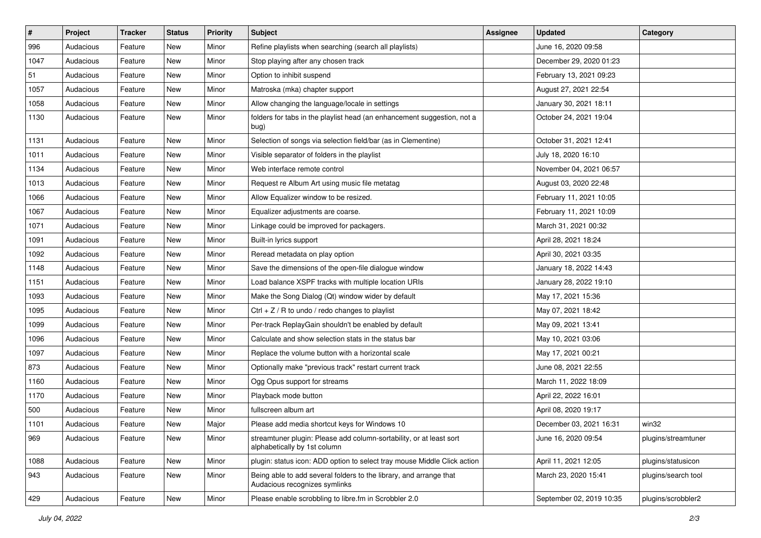| # | Project | Tracker | Status | Priority | Subject | Assignee | Updated | Category |
|---|---|---|---|---|---|---|---|---|
| 996 | Audacious | Feature | New | Minor | Refine playlists when searching (search all playlists) | | June 16, 2020 09:58 | |
| 1047 | Audacious | Feature | New | Minor | Stop playing after any chosen track | | December 29, 2020 01:23 | |
| 51 | Audacious | Feature | New | Minor | Option to inhibit suspend | | February 13, 2021 09:23 | |
| 1057 | Audacious | Feature | New | Minor | Matroska (mka) chapter support | | August 27, 2021 22:54 | |
| 1058 | Audacious | Feature | New | Minor | Allow changing the language/locale in settings | | January 30, 2021 18:11 | |
| 1130 | Audacious | Feature | New | Minor | folders for tabs in the playlist head (an enhancement suggestion, not a bug) | | October 24, 2021 19:04 | |
| 1131 | Audacious | Feature | New | Minor | Selection of songs via selection field/bar (as in Clementine) | | October 31, 2021 12:41 | |
| 1011 | Audacious | Feature | New | Minor | Visible separator of folders in the playlist | | July 18, 2020 16:10 | |
| 1134 | Audacious | Feature | New | Minor | Web interface remote control | | November 04, 2021 06:57 | |
| 1013 | Audacious | Feature | New | Minor | Request re Album Art using music file metatag | | August 03, 2020 22:48 | |
| 1066 | Audacious | Feature | New | Minor | Allow Equalizer window to be resized. | | February 11, 2021 10:05 | |
| 1067 | Audacious | Feature | New | Minor | Equalizer adjustments are coarse. | | February 11, 2021 10:09 | |
| 1071 | Audacious | Feature | New | Minor | Linkage could be improved for packagers. | | March 31, 2021 00:32 | |
| 1091 | Audacious | Feature | New | Minor | Built-in lyrics support | | April 28, 2021 18:24 | |
| 1092 | Audacious | Feature | New | Minor | Reread metadata on play option | | April 30, 2021 03:35 | |
| 1148 | Audacious | Feature | New | Minor | Save the dimensions of the open-file dialogue window | | January 18, 2022 14:43 | |
| 1151 | Audacious | Feature | New | Minor | Load balance XSPF tracks with multiple location URIs | | January 28, 2022 19:10 | |
| 1093 | Audacious | Feature | New | Minor | Make the Song Dialog (Qt) window wider by default | | May 17, 2021 15:36 | |
| 1095 | Audacious | Feature | New | Minor | Ctrl + Z / R to undo / redo changes to playlist | | May 07, 2021 18:42 | |
| 1099 | Audacious | Feature | New | Minor | Per-track ReplayGain shouldn't be enabled by default | | May 09, 2021 13:41 | |
| 1096 | Audacious | Feature | New | Minor | Calculate and show selection stats in the status bar | | May 10, 2021 03:06 | |
| 1097 | Audacious | Feature | New | Minor | Replace the volume button with a horizontal scale | | May 17, 2021 00:21 | |
| 873 | Audacious | Feature | New | Minor | Optionally make "previous track" restart current track | | June 08, 2021 22:55 | |
| 1160 | Audacious | Feature | New | Minor | Ogg Opus support for streams | | March 11, 2022 18:09 | |
| 1170 | Audacious | Feature | New | Minor | Playback mode button | | April 22, 2022 16:01 | |
| 500 | Audacious | Feature | New | Minor | fullscreen album art | | April 08, 2020 19:17 | |
| 1101 | Audacious | Feature | New | Major | Please add media shortcut keys for Windows 10 | | December 03, 2021 16:31 | win32 |
| 969 | Audacious | Feature | New | Minor | streamtuner plugin: Please add column-sortability, or at least sort alphabetically by 1st column | | June 16, 2020 09:54 | plugins/streamtuner |
| 1088 | Audacious | Feature | New | Minor | plugin: status icon: ADD option to select tray mouse Middle Click action | | April 11, 2021 12:05 | plugins/statusicon |
| 943 | Audacious | Feature | New | Minor | Being able to add several folders to the library, and arrange that Audacious recognizes symlinks | | March 23, 2020 15:41 | plugins/search tool |
| 429 | Audacious | Feature | New | Minor | Please enable scrobbling to libre.fm in Scrobbler 2.0 | | September 02, 2019 10:35 | plugins/scrobbler2 |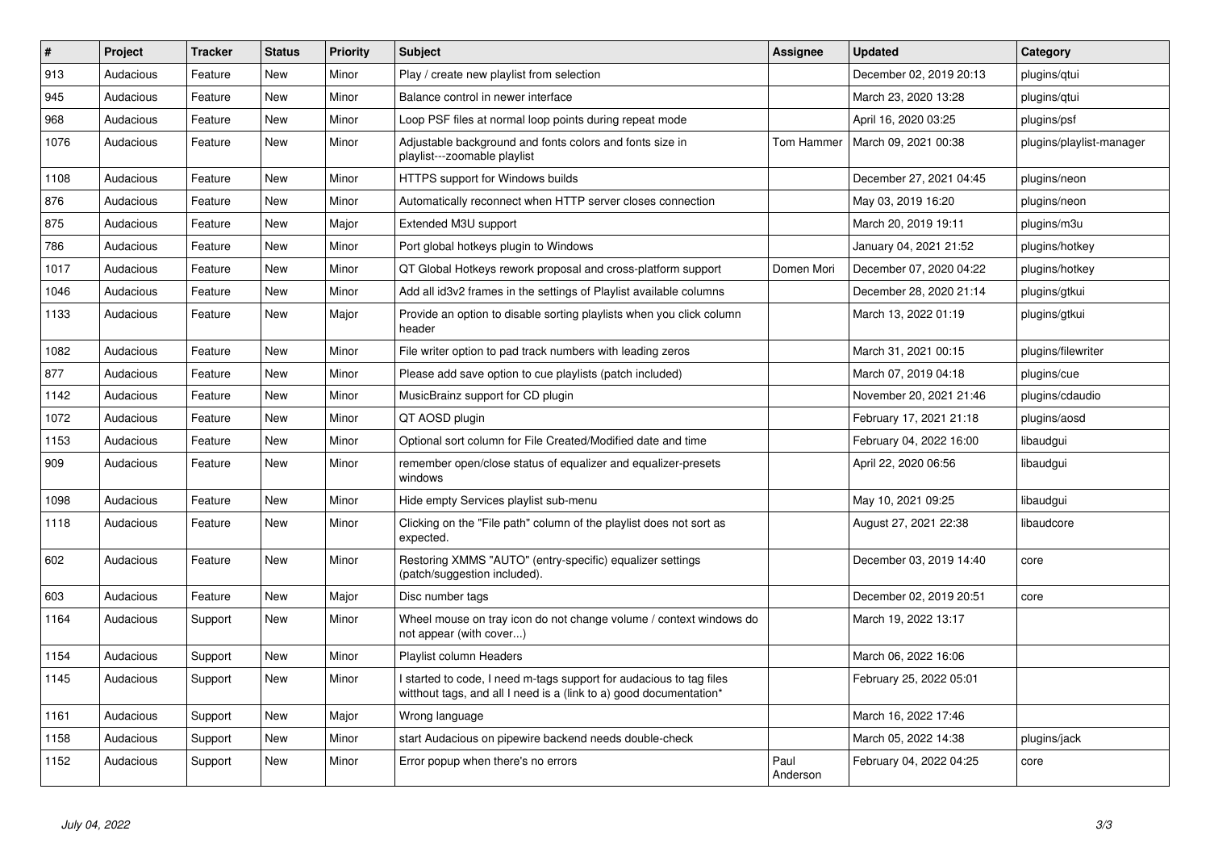| # | Project | Tracker | Status | Priority | Subject | Assignee | Updated | Category |
|---|---|---|---|---|---|---|---|---|
| 913 | Audacious | Feature | New | Minor | Play / create new playlist from selection | | December 02, 2019 20:13 | plugins/qtui |
| 945 | Audacious | Feature | New | Minor | Balance control in newer interface | | March 23, 2020 13:28 | plugins/qtui |
| 968 | Audacious | Feature | New | Minor | Loop PSF files at normal loop points during repeat mode | | April 16, 2020 03:25 | plugins/psf |
| 1076 | Audacious | Feature | New | Minor | Adjustable background and fonts colors and fonts size in playlist---zoomable playlist | Tom Hammer | March 09, 2021 00:38 | plugins/playlist-manager |
| 1108 | Audacious | Feature | New | Minor | HTTPS support for Windows builds | | December 27, 2021 04:45 | plugins/neon |
| 876 | Audacious | Feature | New | Minor | Automatically reconnect when HTTP server closes connection | | May 03, 2019 16:20 | plugins/neon |
| 875 | Audacious | Feature | New | Major | Extended M3U support | | March 20, 2019 19:11 | plugins/m3u |
| 786 | Audacious | Feature | New | Minor | Port global hotkeys plugin to Windows | | January 04, 2021 21:52 | plugins/hotkey |
| 1017 | Audacious | Feature | New | Minor | QT Global Hotkeys rework proposal and cross-platform support | Domen Mori | December 07, 2020 04:22 | plugins/hotkey |
| 1046 | Audacious | Feature | New | Minor | Add all id3v2 frames in the settings of Playlist available columns | | December 28, 2020 21:14 | plugins/gtkui |
| 1133 | Audacious | Feature | New | Major | Provide an option to disable sorting playlists when you click column header | | March 13, 2022 01:19 | plugins/gtkui |
| 1082 | Audacious | Feature | New | Minor | File writer option to pad track numbers with leading zeros | | March 31, 2021 00:15 | plugins/filewriter |
| 877 | Audacious | Feature | New | Minor | Please add save option to cue playlists (patch included) | | March 07, 2019 04:18 | plugins/cue |
| 1142 | Audacious | Feature | New | Minor | MusicBrainz support for CD plugin | | November 20, 2021 21:46 | plugins/cdaudio |
| 1072 | Audacious | Feature | New | Minor | QT AOSD plugin | | February 17, 2021 21:18 | plugins/aosd |
| 1153 | Audacious | Feature | New | Minor | Optional sort column for File Created/Modified date and time | | February 04, 2022 16:00 | libaudgui |
| 909 | Audacious | Feature | New | Minor | remember open/close status of equalizer and equalizer-presets windows | | April 22, 2020 06:56 | libaudgui |
| 1098 | Audacious | Feature | New | Minor | Hide empty Services playlist sub-menu | | May 10, 2021 09:25 | libaudgui |
| 1118 | Audacious | Feature | New | Minor | Clicking on the "File path" column of the playlist does not sort as expected. | | August 27, 2021 22:38 | libaudcore |
| 602 | Audacious | Feature | New | Minor | Restoring XMMS "AUTO" (entry-specific) equalizer settings (patch/suggestion included). | | December 03, 2019 14:40 | core |
| 603 | Audacious | Feature | New | Major | Disc number tags | | December 02, 2019 20:51 | core |
| 1164 | Audacious | Support | New | Minor | Wheel mouse on tray icon do not change volume / context windows do not appear (with cover...) | | March 19, 2022 13:17 | |
| 1154 | Audacious | Support | New | Minor | Playlist column Headers | | March 06, 2022 16:06 | |
| 1145 | Audacious | Support | New | Minor | I started to code, I need m-tags support for audacious to tag files witthout tags, and all I need is a (link to a) good documentation* | | February 25, 2022 05:01 | |
| 1161 | Audacious | Support | New | Major | Wrong language | | March 16, 2022 17:46 | |
| 1158 | Audacious | Support | New | Minor | start Audacious on pipewire backend needs double-check | | March 05, 2022 14:38 | plugins/jack |
| 1152 | Audacious | Support | New | Minor | Error popup when there's no errors | Paul Anderson | February 04, 2022 04:25 | core |

*July 04, 2022*